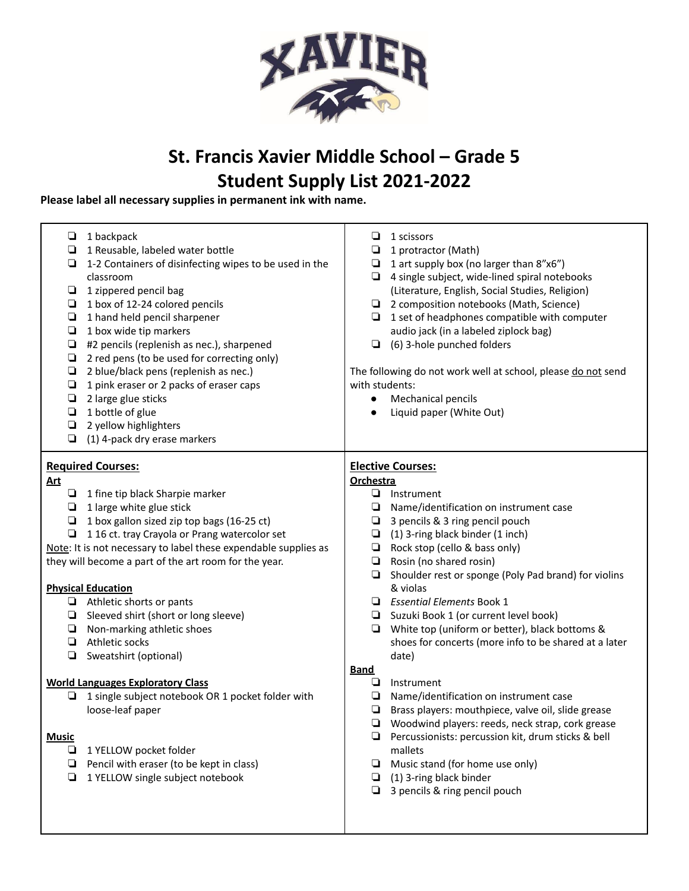# St. Francis Xavier Middle School – Grade 5
# Student Supply List 2021-2022

**Please label all necessary supplies in permanent ink with name.**

- ❑ 1 backpack
- ❑ 1 Reusable, labeled water bottle
- ❑ 1-2 Containers of disinfecting wipes to be used in the classroom
- ❑ 1 zippered pencil bag
- ❑ 1 box of 12-24 colored pencils
- ❑ 1 hand held pencil sharpener
- ❑ 1 box wide tip markers
- ❑ #2 pencils (replenish as nec.), sharpened
- ❑ 2 red pens (to be used for correcting only)
- ❑ 2 blue/black pens (replenish as nec.)
- ❑ 1 pink eraser or 2 packs of eraser caps
- ❑ 2 large glue sticks
- ❑ 1 bottle of glue
- ❑ 2 yellow highlighters
- ❑ (1) 4-pack dry erase markers
- ❑ 1 scissors
- ❑ 1 protractor (Math)
- ❑ 1 art supply box (no larger than 8"x6")
- ❑ 4 single subject, wide-lined spiral notebooks (Literature, English, Social Studies, Religion)
- ❑ 2 composition notebooks (Math, Science)
- ❑ 1 set of headphones compatible with computer audio jack (in a labeled ziplock bag)
- ❑ (6) 3-hole punched folders

The following do not work well at school, please <u>do not</u> send with students:

- Mechanical pencils
- Liquid paper (White Out)

## <u>Required Courses:</u>

**<u>Art</u>**

- ❑ 1 fine tip black Sharpie marker
- ❑ 1 large white glue stick
- ❑ 1 box gallon sized zip top bags (16-25 ct)
- ❑ 1 16 ct. tray Crayola or Prang watercolor set

<u>Note</u>: It is not necessary to label these expendable supplies as they will become a part of the art room for the year.

**<u>Physical Education</u>**

- ❑ Athletic shorts or pants
- ❑ Sleeved shirt (short or long sleeve)
- ❑ Non-marking athletic shoes
- ❑ Athletic socks
- ❑ Sweatshirt (optional)

**<u>World Languages Exploratory Class</u>**

- ❑ 1 single subject notebook OR 1 pocket folder with loose-leaf paper

**<u>Music</u>**

- ❑ 1 YELLOW pocket folder
- ❑ Pencil with eraser (to be kept in class)
- ❑ 1 YELLOW single subject notebook

## <u>Elective Courses:</u>

**<u>Orchestra</u>**

- ❑ Instrument
- ❑ Name/identification on instrument case
- ❑ 3 pencils & 3 ring pencil pouch
- ❑ (1) 3-ring black binder (1 inch)
- ❑ Rock stop (cello & bass only)
- ❑ Rosin (no shared rosin)
- ❑ Shoulder rest or sponge (Poly Pad brand) for violins & violas
- ❑ *Essential Elements* Book 1
- ❑ Suzuki Book 1 (or current level book)
- ❑ White top (uniform or better), black bottoms & shoes for concerts (more info to be shared at a later date)

**<u>Band</u>**

- ❑ Instrument
- ❑ Name/identification on instrument case
- ❑ Brass players: mouthpiece, valve oil, slide grease
- ❑ Woodwind players: reeds, neck strap, cork grease
- ❑ Percussionists: percussion kit, drum sticks & bell mallets
- ❑ Music stand (for home use only)
- ❑ (1) 3-ring black binder
- ❑ 3 pencils & ring pencil pouch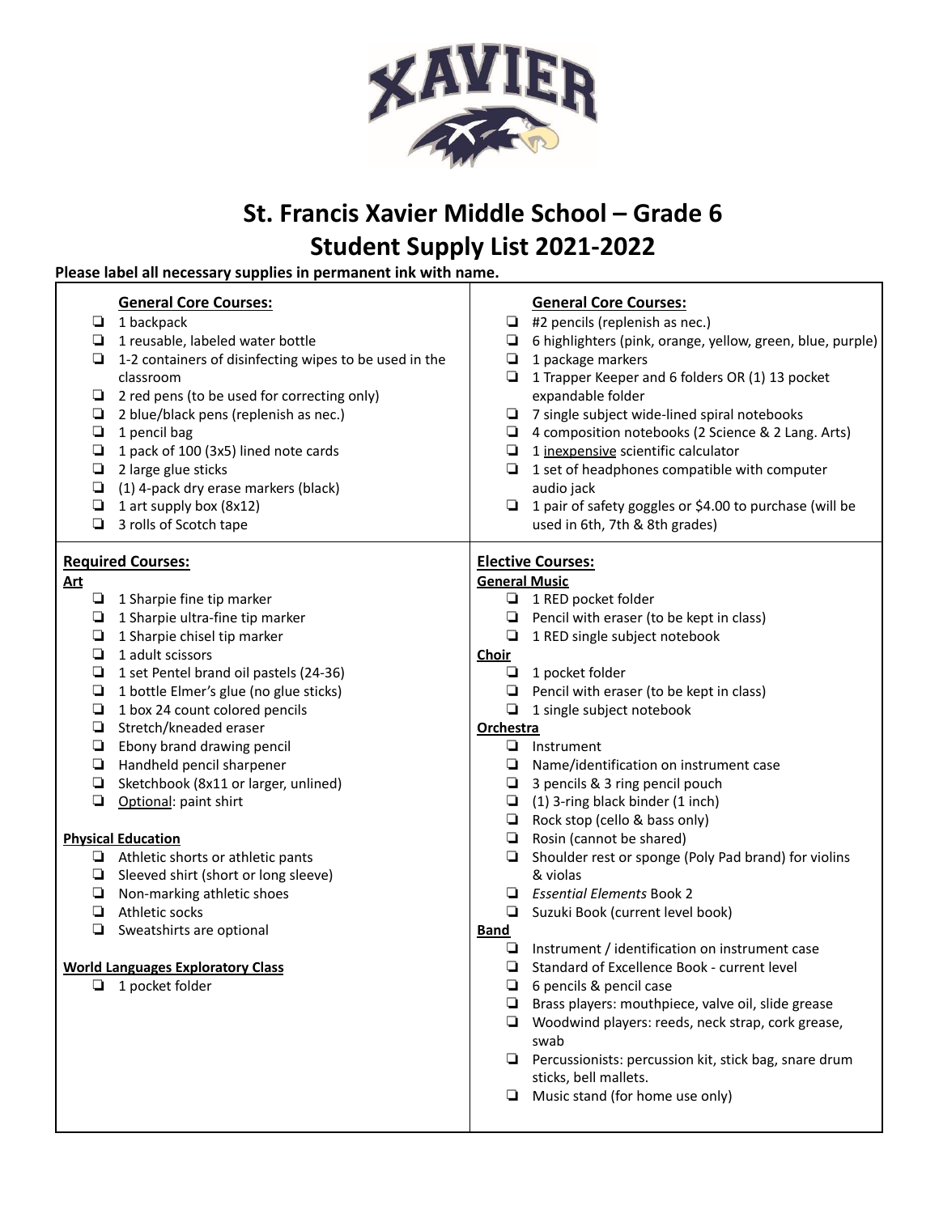# St. Francis Xavier Middle School – Grade 6
# Student Supply List 2021-2022

**Please label all necessary supplies in permanent ink with name.**

## General Core Courses:

- ❏ 1 backpack
- ❏ 1 reusable, labeled water bottle
- ❏ 1-2 containers of disinfecting wipes to be used in the classroom
- ❏ 2 red pens (to be used for correcting only)
- ❏ 2 blue/black pens (replenish as nec.)
- ❏ 1 pencil bag
- ❏ 1 pack of 100 (3x5) lined note cards
- ❏ 2 large glue sticks
- ❏ (1) 4-pack dry erase markers (black)
- ❏ 1 art supply box (8x12)
- ❏ 3 rolls of Scotch tape

## General Core Courses:

- ❏ #2 pencils (replenish as nec.)
- ❏ 6 highlighters (pink, orange, yellow, green, blue, purple)
- ❏ 1 package markers
- ❏ 1 Trapper Keeper and 6 folders OR (1) 13 pocket expandable folder
- ❏ 7 single subject wide-lined spiral notebooks
- ❏ 4 composition notebooks (2 Science & 2 Lang. Arts)
- ❏ 1 inexpensive scientific calculator
- ❏ 1 set of headphones compatible with computer audio jack
- ❏ 1 pair of safety goggles or $4.00 to purchase (will be used in 6th, 7th & 8th grades)

## Required Courses:

### Art

- ❏ 1 Sharpie fine tip marker
- ❏ 1 Sharpie ultra-fine tip marker
- ❏ 1 Sharpie chisel tip marker
- ❏ 1 adult scissors
- ❏ 1 set Pentel brand oil pastels (24-36)
- ❏ 1 bottle Elmer's glue (no glue sticks)
- ❏ 1 box 24 count colored pencils
- ❏ Stretch/kneaded eraser
- ❏ Ebony brand drawing pencil
- ❏ Handheld pencil sharpener
- ❏ Sketchbook (8x11 or larger, unlined)
- ❏ Optional: paint shirt

### Physical Education

- ❏ Athletic shorts or athletic pants
- ❏ Sleeved shirt (short or long sleeve)
- ❏ Non-marking athletic shoes
- ❏ Athletic socks
- ❏ Sweatshirts are optional

### World Languages Exploratory Class

- ❏ 1 pocket folder

## Elective Courses:

### General Music

- ❏ 1 RED pocket folder
- ❏ Pencil with eraser (to be kept in class)
- ❏ 1 RED single subject notebook

### Choir

- ❏ 1 pocket folder
- ❏ Pencil with eraser (to be kept in class)
- ❏ 1 single subject notebook

### Orchestra

- ❏ Instrument
- ❏ Name/identification on instrument case
- ❏ 3 pencils & 3 ring pencil pouch
- ❏ (1) 3-ring black binder (1 inch)
- ❏ Rock stop (cello & bass only)
- ❏ Rosin (cannot be shared)
- ❏ Shoulder rest or sponge (Poly Pad brand) for violins & violas
- ❏ *Essential Elements* Book 2
- ❏ Suzuki Book (current level book)

### Band

- ❏ Instrument / identification on instrument case
- ❏ Standard of Excellence Book - current level
- ❏ 6 pencils & pencil case
- ❏ Brass players: mouthpiece, valve oil, slide grease
- ❏ Woodwind players: reeds, neck strap, cork grease, swab
- ❏ Percussionists: percussion kit, stick bag, snare drum sticks, bell mallets.
- ❏ Music stand (for home use only)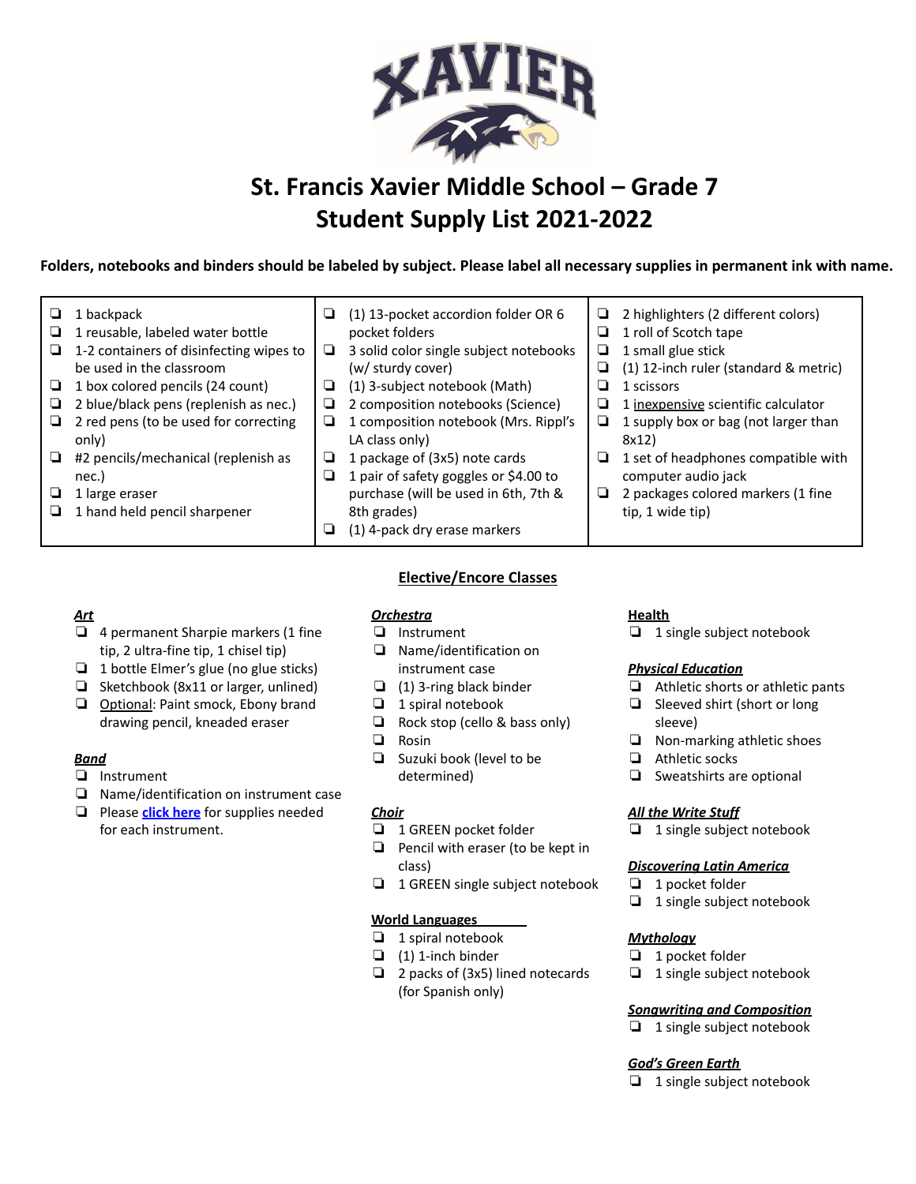# St. Francis Xavier Middle School – Grade 7
# Student Supply List 2021-2022

**Folders, notebooks and binders should be labeled by subject. Please label all necessary supplies in permanent ink with name.**

- ❏ 1 backpack
- ❏ 1 reusable, labeled water bottle
- ❏ 1-2 containers of disinfecting wipes to be used in the classroom
- ❏ 1 box colored pencils (24 count)
- ❏ 2 blue/black pens (replenish as nec.)
- ❏ 2 red pens (to be used for correcting only)
- ❏ #2 pencils/mechanical (replenish as nec.)
- ❏ 1 large eraser
- ❏ 1 hand held pencil sharpener
- ❏ (1) 13-pocket accordion folder OR 6 pocket folders
- ❏ 3 solid color single subject notebooks (w/ sturdy cover)
- ❏ (1) 3-subject notebook (Math)
- ❏ 2 composition notebooks (Science)
- ❏ 1 composition notebook (Mrs. Rippl's LA class only)
- ❏ 1 package of (3x5) note cards
- ❏ 1 pair of safety goggles or $4.00 to purchase (will be used in 6th, 7th & 8th grades)
- ❏ (1) 4-pack dry erase markers
- ❏ 2 highlighters (2 different colors)
- ❏ 1 roll of Scotch tape
- ❏ 1 small glue stick
- ❏ (1) 12-inch ruler (standard & metric)
- ❏ 1 scissors
- ❏ 1 inexpensive scientific calculator
- ❏ 1 supply box or bag (not larger than 8x12)
- ❏ 1 set of headphones compatible with computer audio jack
- ❏ 2 packages colored markers (1 fine tip, 1 wide tip)

## Elective/Encore Classes

***Art***
- ❏ 4 permanent Sharpie markers (1 fine tip, 2 ultra-fine tip, 1 chisel tip)
- ❏ 1 bottle Elmer's glue (no glue sticks)
- ❏ Sketchbook (8x11 or larger, unlined)
- ❏ Optional: Paint smock, Ebony brand drawing pencil, kneaded eraser

***Band***
- ❏ Instrument
- ❏ Name/identification on instrument case
- ❏ Please **click here** for supplies needed for each instrument.

***Orchestra***
- ❏ Instrument
- ❏ Name/identification on instrument case
- ❏ (1) 3-ring black binder
- ❏ 1 spiral notebook
- ❏ Rock stop (cello & bass only)
- ❏ Rosin
- ❏ Suzuki book (level to be determined)

***Choir***
- ❏ 1 GREEN pocket folder
- ❏ Pencil with eraser (to be kept in class)
- ❏ 1 GREEN single subject notebook

**World Languages**
- ❏ 1 spiral notebook
- ❏ (1) 1-inch binder
- ❏ 2 packs of (3x5) lined notecards (for Spanish only)

**Health**
- ❏ 1 single subject notebook

***Physical Education***
- ❏ Athletic shorts or athletic pants
- ❏ Sleeved shirt (short or long sleeve)
- ❏ Non-marking athletic shoes
- ❏ Athletic socks
- ❏ Sweatshirts are optional

***All the Write Stuff***
- ❏ 1 single subject notebook

***Discovering Latin America***
- ❏ 1 pocket folder
- ❏ 1 single subject notebook

***Mythology***
- ❏ 1 pocket folder
- ❏ 1 single subject notebook

***Songwriting and Composition***
- ❏ 1 single subject notebook

***God's Green Earth***
- ❏ 1 single subject notebook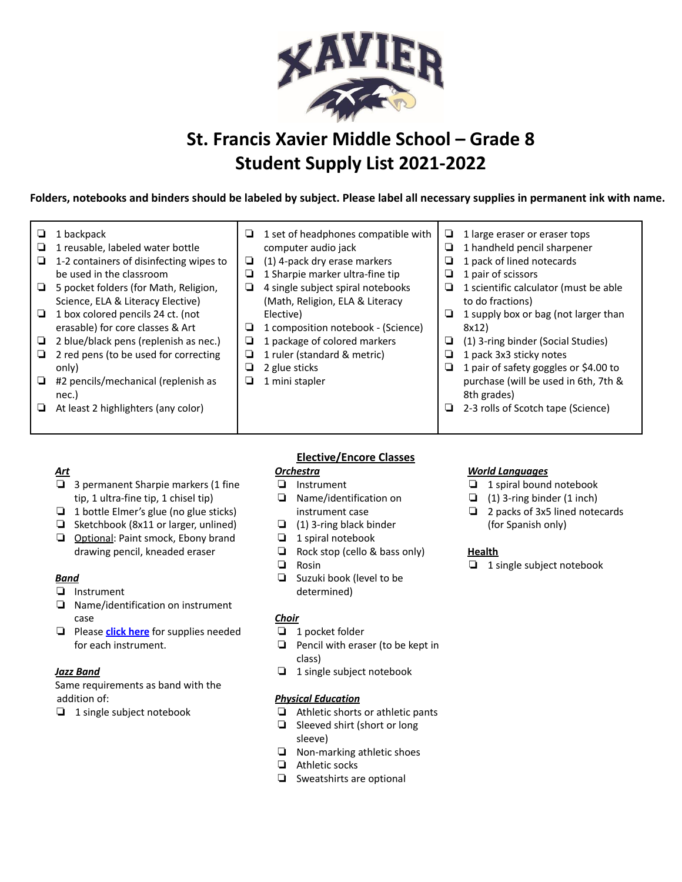# St. Francis Xavier Middle School – Grade 8
# Student Supply List 2021-2022

**Folders, notebooks and binders should be labeled by subject. Please label all necessary supplies in permanent ink with name.**

- ❑ 1 backpack
- ❑ 1 reusable, labeled water bottle
- ❑ 1-2 containers of disinfecting wipes to be used in the classroom
- ❑ 5 pocket folders (for Math, Religion, Science, ELA & Literacy Elective)
- ❑ 1 box colored pencils 24 ct. (not erasable) for core classes & Art
- ❑ 2 blue/black pens (replenish as nec.)
- ❑ 2 red pens (to be used for correcting only)
- ❑ #2 pencils/mechanical (replenish as nec.)
- ❑ At least 2 highlighters (any color)
- ❑ 1 set of headphones compatible with computer audio jack
- ❑ (1) 4-pack dry erase markers
- ❑ 1 Sharpie marker ultra-fine tip
- ❑ 4 single subject spiral notebooks (Math, Religion, ELA & Literacy Elective)
- ❑ 1 composition notebook - (Science)
- ❑ 1 package of colored markers
- ❑ 1 ruler (standard & metric)
- ❑ 2 glue sticks
- ❑ 1 mini stapler
- ❑ 1 large eraser or eraser tops
- ❑ 1 handheld pencil sharpener
- ❑ 1 pack of lined notecards
- ❑ 1 pair of scissors
- ❑ 1 scientific calculator (must be able to do fractions)
- ❑ 1 supply box or bag (not larger than 8x12)
- ❑ (1) 3-ring binder (Social Studies)
- ❑ 1 pack 3x3 sticky notes
- ❑ 1 pair of safety goggles or $4.00 to purchase (will be used in 6th, 7th & 8th grades)
- ❑ 2-3 rolls of Scotch tape (Science)

## Elective/Encore Classes

***Art***
- ❑ 3 permanent Sharpie markers (1 fine tip, 1 ultra-fine tip, 1 chisel tip)
- ❑ 1 bottle Elmer's glue (no glue sticks)
- ❑ Sketchbook (8x11 or larger, unlined)
- ❑ Optional: Paint smock, Ebony brand drawing pencil, kneaded eraser

***Band***
- ❑ Instrument
- ❑ Name/identification on instrument case
- ❑ Please **click here** for supplies needed for each instrument.

***Jazz Band***

Same requirements as band with the addition of:
- ❑ 1 single subject notebook

***Orchestra***
- ❑ Instrument
- ❑ Name/identification on instrument case
- ❑ (1) 3-ring black binder
- ❑ 1 spiral notebook
- ❑ Rock stop (cello & bass only)
- ❑ Rosin
- ❑ Suzuki book (level to be determined)

***Choir***
- ❑ 1 pocket folder
- ❑ Pencil with eraser (to be kept in class)
- ❑ 1 single subject notebook

***Physical Education***
- ❑ Athletic shorts or athletic pants
- ❑ Sleeved shirt (short or long sleeve)
- ❑ Non-marking athletic shoes
- ❑ Athletic socks
- ❑ Sweatshirts are optional

***World Languages***
- ❑ 1 spiral bound notebook
- ❑ (1) 3-ring binder (1 inch)
- ❑ 2 packs of 3x5 lined notecards (for Spanish only)

**Health**
- ❑ 1 single subject notebook